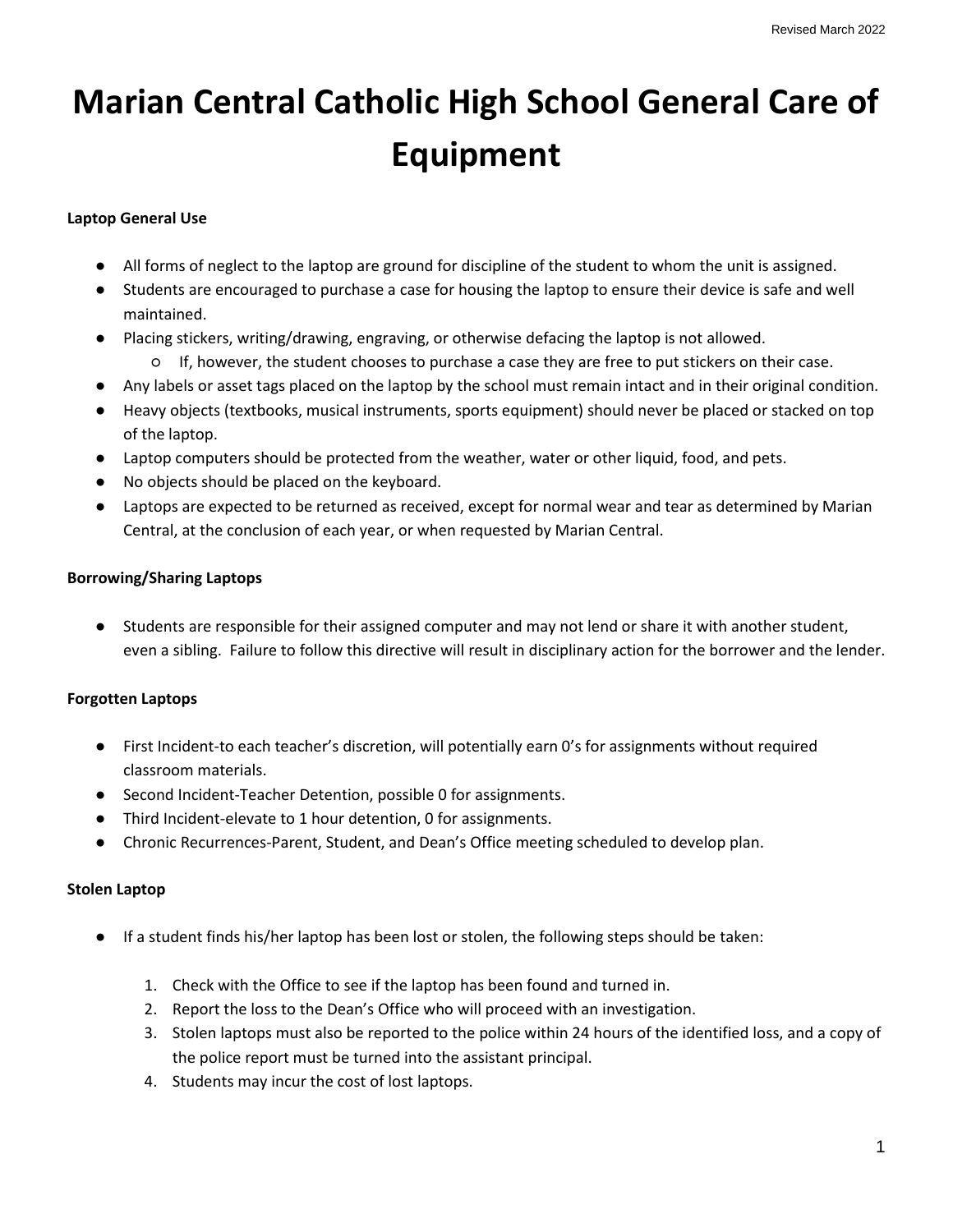# Marian Central Catholic High School General Care of Equipment

**Laptop General Use**

- All forms of neglect to the laptop are ground for discipline of the student to whom the unit is assigned.
- Students are encouraged to purchase a case for housing the laptop to ensure their device is safe and well maintained.
- Placing stickers, writing/drawing, engraving, or otherwise defacing the laptop is not allowed.
  - If, however, the student chooses to purchase a case they are free to put stickers on their case.
- Any labels or asset tags placed on the laptop by the school must remain intact and in their original condition.
- Heavy objects (textbooks, musical instruments, sports equipment) should never be placed or stacked on top of the laptop.
- Laptop computers should be protected from the weather, water or other liquid, food, and pets.
- No objects should be placed on the keyboard.
- Laptops are expected to be returned as received, except for normal wear and tear as determined by Marian Central, at the conclusion of each year, or when requested by Marian Central.

**Borrowing/Sharing Laptops**

- Students are responsible for their assigned computer and may not lend or share it with another student, even a sibling. Failure to follow this directive will result in disciplinary action for the borrower and the lender.

**Forgotten Laptops**

- First Incident-to each teacher's discretion, will potentially earn 0's for assignments without required classroom materials.
- Second Incident-Teacher Detention, possible 0 for assignments.
- Third Incident-elevate to 1 hour detention, 0 for assignments.
- Chronic Recurrences-Parent, Student, and Dean's Office meeting scheduled to develop plan.

**Stolen Laptop**

- If a student finds his/her laptop has been lost or stolen, the following steps should be taken:

  1. Check with the Office to see if the laptop has been found and turned in.
  2. Report the loss to the Dean's Office who will proceed with an investigation.
  3. Stolen laptops must also be reported to the police within 24 hours of the identified loss, and a copy of the police report must be turned into the assistant principal.
  4. Students may incur the cost of lost laptops.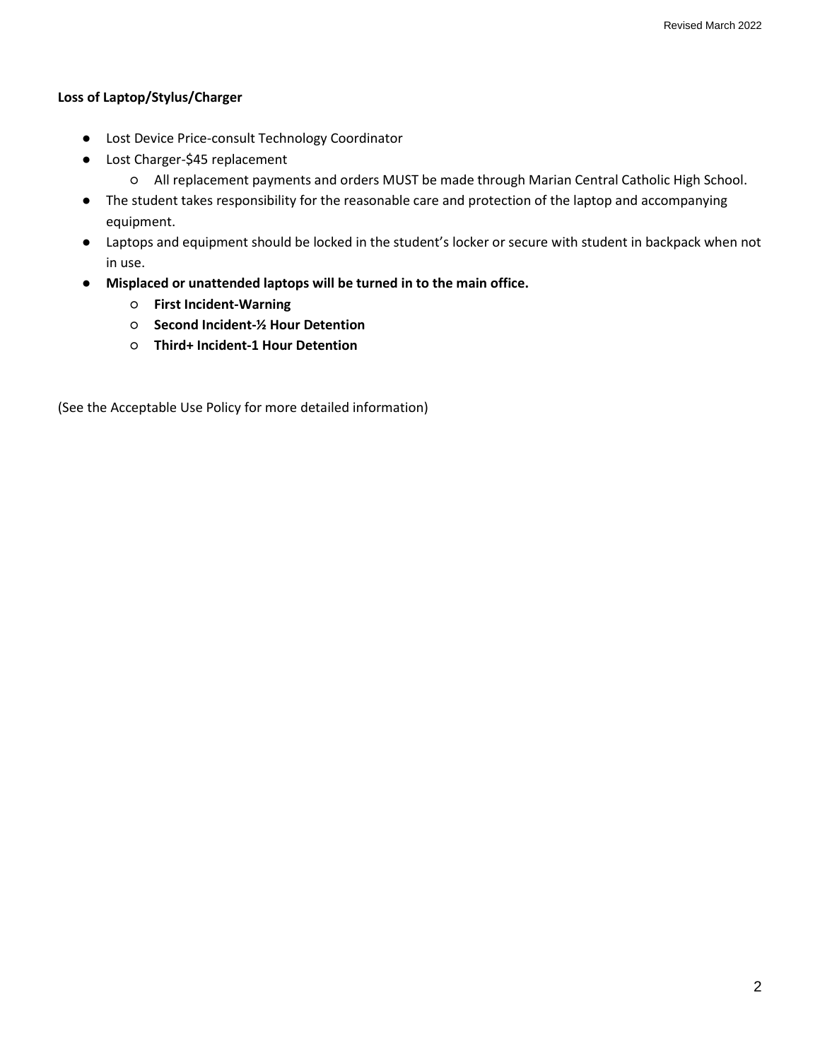**Loss of Laptop/Stylus/Charger**

- Lost Device Price-consult Technology Coordinator
- Lost Charger-$45 replacement
  - All replacement payments and orders MUST be made through Marian Central Catholic High School.
- The student takes responsibility for the reasonable care and protection of the laptop and accompanying equipment.
- Laptops and equipment should be locked in the student's locker or secure with student in backpack when not in use.
- **Misplaced or unattended laptops will be turned in to the main office.**
  - **First Incident-Warning**
  - **Second Incident-½ Hour Detention**
  - **Third+ Incident-1 Hour Detention**

(See the Acceptable Use Policy for more detailed information)